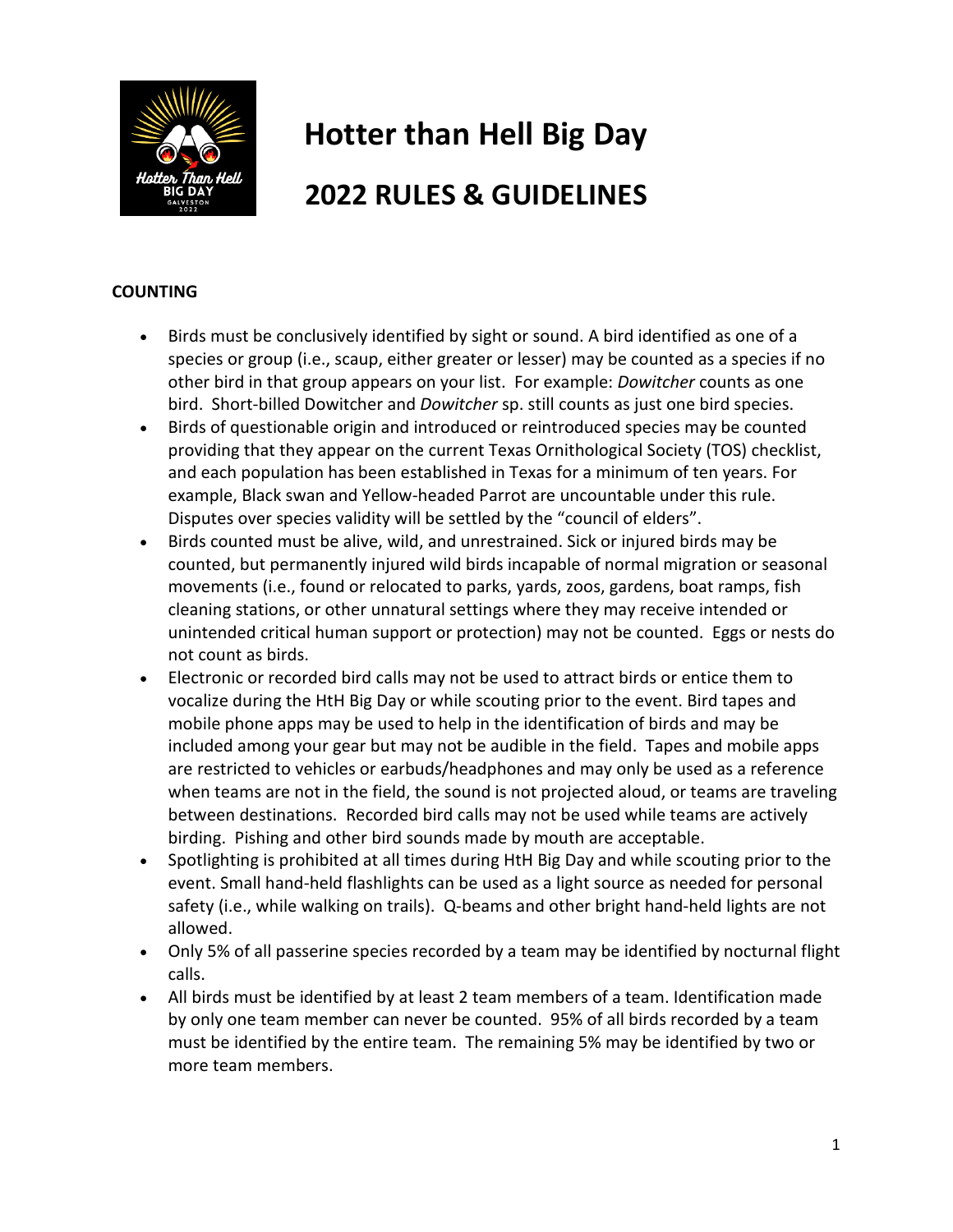# Hotter than Hell Big Day

# 2022 RULES & GUIDELINES

**COUNTING**

- Birds must be conclusively identified by sight or sound. A bird identified as one of a species or group (i.e., scaup, either greater or lesser) may be counted as a species if no other bird in that group appears on your list. For example: *Dowitcher* counts as one bird. Short-billed Dowitcher and *Dowitcher* sp. still counts as just one bird species.
- Birds of questionable origin and introduced or reintroduced species may be counted providing that they appear on the current Texas Ornithological Society (TOS) checklist, and each population has been established in Texas for a minimum of ten years. For example, Black swan and Yellow-headed Parrot are uncountable under this rule. Disputes over species validity will be settled by the "council of elders".
- Birds counted must be alive, wild, and unrestrained. Sick or injured birds may be counted, but permanently injured wild birds incapable of normal migration or seasonal movements (i.e., found or relocated to parks, yards, zoos, gardens, boat ramps, fish cleaning stations, or other unnatural settings where they may receive intended or unintended critical human support or protection) may not be counted. Eggs or nests do not count as birds.
- Electronic or recorded bird calls may not be used to attract birds or entice them to vocalize during the HtH Big Day or while scouting prior to the event. Bird tapes and mobile phone apps may be used to help in the identification of birds and may be included among your gear but may not be audible in the field. Tapes and mobile apps are restricted to vehicles or earbuds/headphones and may only be used as a reference when teams are not in the field, the sound is not projected aloud, or teams are traveling between destinations. Recorded bird calls may not be used while teams are actively birding. Pishing and other bird sounds made by mouth are acceptable.
- Spotlighting is prohibited at all times during HtH Big Day and while scouting prior to the event. Small hand-held flashlights can be used as a light source as needed for personal safety (i.e., while walking on trails). Q-beams and other bright hand-held lights are not allowed.
- Only 5% of all passerine species recorded by a team may be identified by nocturnal flight calls.
- All birds must be identified by at least 2 team members of a team. Identification made by only one team member can never be counted. 95% of all birds recorded by a team must be identified by the entire team. The remaining 5% may be identified by two or more team members.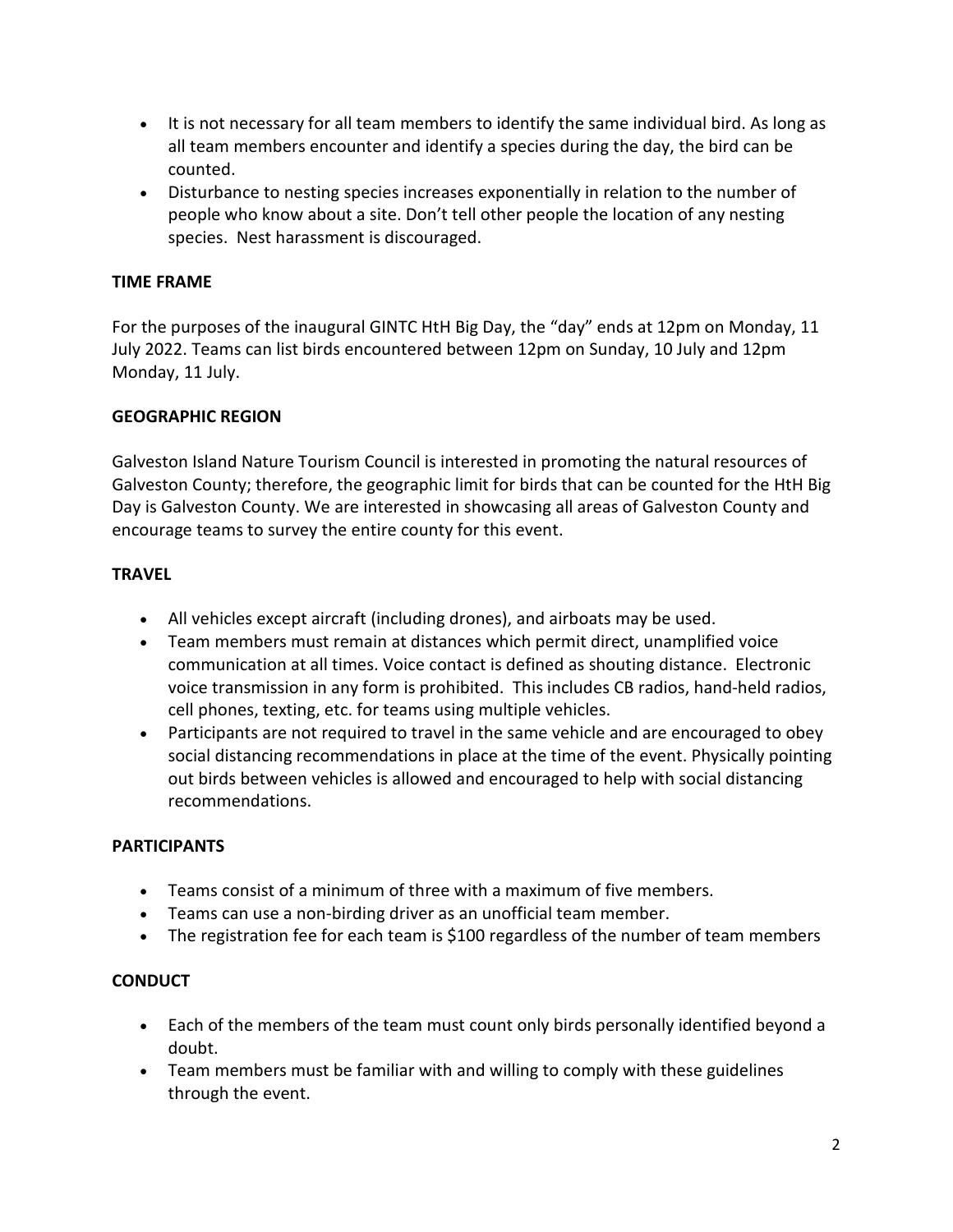- It is not necessary for all team members to identify the same individual bird. As long as all team members encounter and identify a species during the day, the bird can be counted.
- Disturbance to nesting species increases exponentially in relation to the number of people who know about a site. Don't tell other people the location of any nesting species. Nest harassment is discouraged.

**TIME FRAME**

For the purposes of the inaugural GINTC HtH Big Day, the "day" ends at 12pm on Monday, 11 July 2022. Teams can list birds encountered between 12pm on Sunday, 10 July and 12pm Monday, 11 July.

**GEOGRAPHIC REGION**

Galveston Island Nature Tourism Council is interested in promoting the natural resources of Galveston County; therefore, the geographic limit for birds that can be counted for the HtH Big Day is Galveston County. We are interested in showcasing all areas of Galveston County and encourage teams to survey the entire county for this event.

**TRAVEL**

- All vehicles except aircraft (including drones), and airboats may be used.
- Team members must remain at distances which permit direct, unamplified voice communication at all times. Voice contact is defined as shouting distance. Electronic voice transmission in any form is prohibited. This includes CB radios, hand-held radios, cell phones, texting, etc. for teams using multiple vehicles.
- Participants are not required to travel in the same vehicle and are encouraged to obey social distancing recommendations in place at the time of the event. Physically pointing out birds between vehicles is allowed and encouraged to help with social distancing recommendations.

**PARTICIPANTS**

- Teams consist of a minimum of three with a maximum of five members.
- Teams can use a non-birding driver as an unofficial team member.
- The registration fee for each team is $100 regardless of the number of team members

**CONDUCT**

- Each of the members of the team must count only birds personally identified beyond a doubt.
- Team members must be familiar with and willing to comply with these guidelines through the event.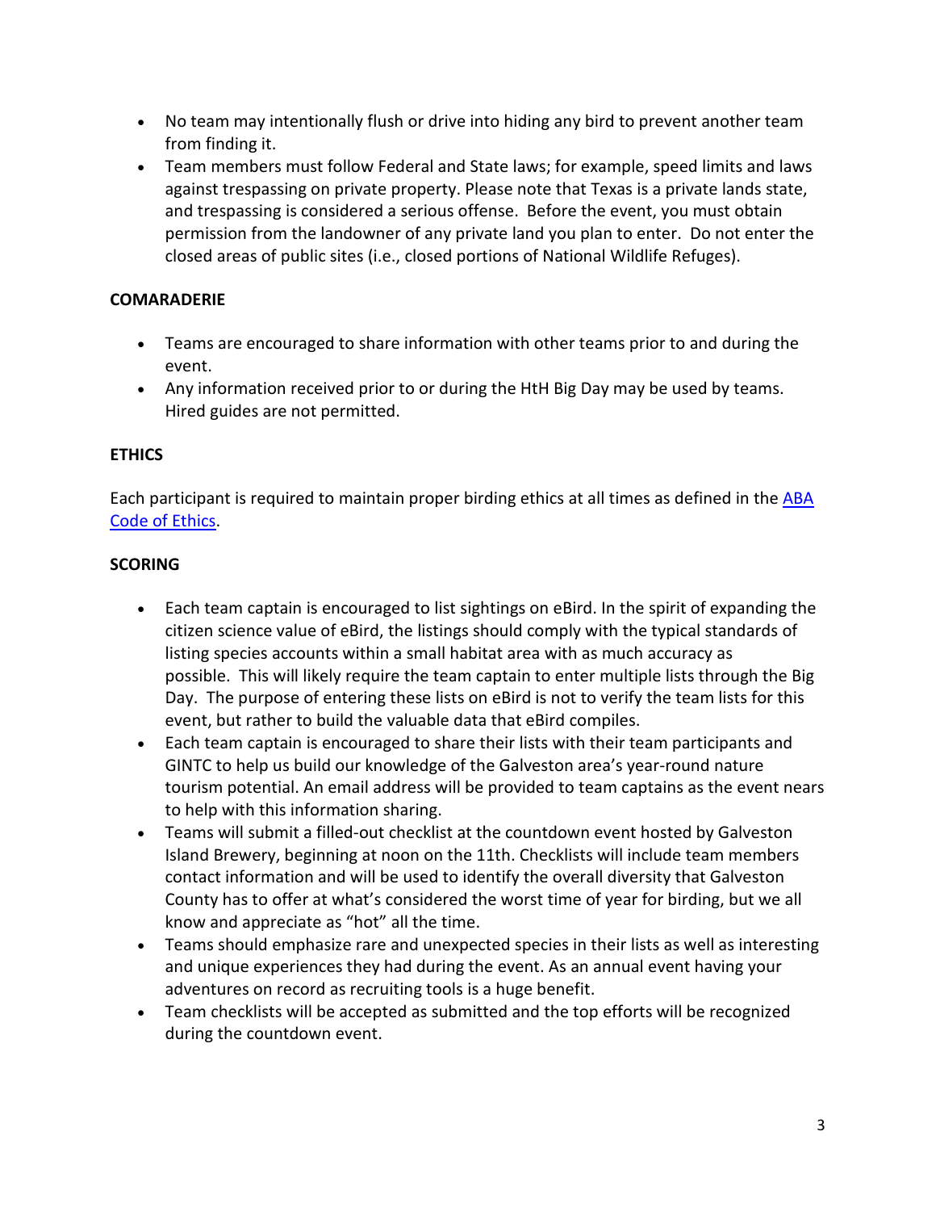- No team may intentionally flush or drive into hiding any bird to prevent another team from finding it.
- Team members must follow Federal and State laws; for example, speed limits and laws against trespassing on private property. Please note that Texas is a private lands state, and trespassing is considered a serious offense. Before the event, you must obtain permission from the landowner of any private land you plan to enter. Do not enter the closed areas of public sites (i.e., closed portions of National Wildlife Refuges).

**COMARADERIE**

- Teams are encouraged to share information with other teams prior to and during the event.
- Any information received prior to or during the HtH Big Day may be used by teams. Hired guides are not permitted.

**ETHICS**

Each participant is required to maintain proper birding ethics at all times as defined in the [ABA Code of Ethics](ABA Code of Ethics).

**SCORING**

- Each team captain is encouraged to list sightings on eBird. In the spirit of expanding the citizen science value of eBird, the listings should comply with the typical standards of listing species accounts within a small habitat area with as much accuracy as possible. This will likely require the team captain to enter multiple lists through the Big Day. The purpose of entering these lists on eBird is not to verify the team lists for this event, but rather to build the valuable data that eBird compiles.
- Each team captain is encouraged to share their lists with their team participants and GINTC to help us build our knowledge of the Galveston area's year-round nature tourism potential. An email address will be provided to team captains as the event nears to help with this information sharing.
- Teams will submit a filled-out checklist at the countdown event hosted by Galveston Island Brewery, beginning at noon on the 11th. Checklists will include team members contact information and will be used to identify the overall diversity that Galveston County has to offer at what's considered the worst time of year for birding, but we all know and appreciate as "hot" all the time.
- Teams should emphasize rare and unexpected species in their lists as well as interesting and unique experiences they had during the event. As an annual event having your adventures on record as recruiting tools is a huge benefit.
- Team checklists will be accepted as submitted and the top efforts will be recognized during the countdown event.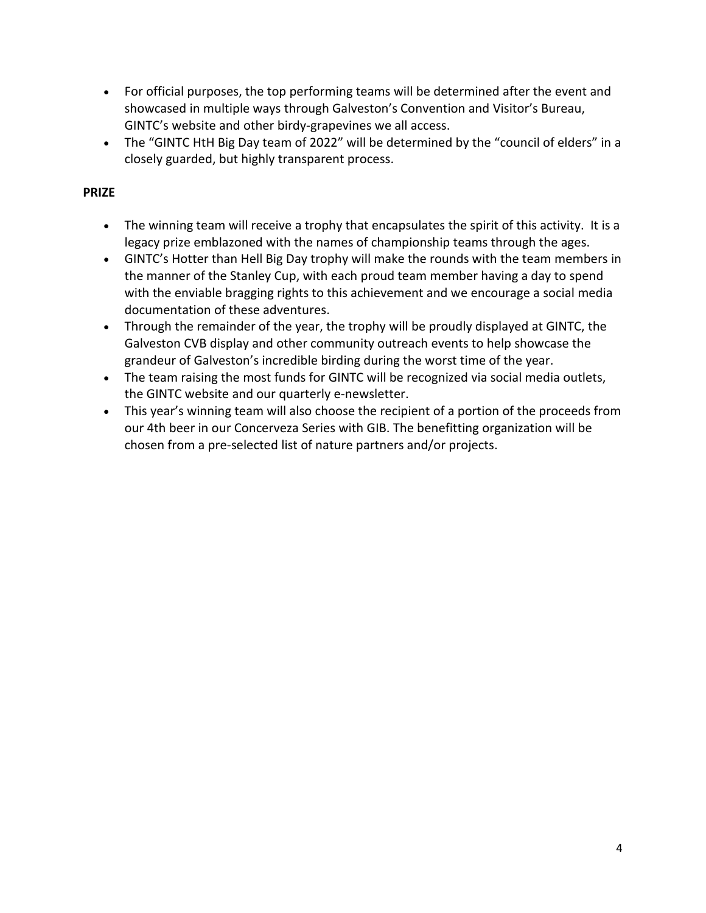- For official purposes, the top performing teams will be determined after the event and showcased in multiple ways through Galveston's Convention and Visitor's Bureau, GINTC's website and other birdy-grapevines we all access.
- The "GINTC HtH Big Day team of 2022" will be determined by the "council of elders" in a closely guarded, but highly transparent process.

**PRIZE**

- The winning team will receive a trophy that encapsulates the spirit of this activity. It is a legacy prize emblazoned with the names of championship teams through the ages.
- GINTC's Hotter than Hell Big Day trophy will make the rounds with the team members in the manner of the Stanley Cup, with each proud team member having a day to spend with the enviable bragging rights to this achievement and we encourage a social media documentation of these adventures.
- Through the remainder of the year, the trophy will be proudly displayed at GINTC, the Galveston CVB display and other community outreach events to help showcase the grandeur of Galveston's incredible birding during the worst time of the year.
- The team raising the most funds for GINTC will be recognized via social media outlets, the GINTC website and our quarterly e-newsletter.
- This year's winning team will also choose the recipient of a portion of the proceeds from our 4th beer in our Concerveza Series with GIB. The benefitting organization will be chosen from a pre-selected list of nature partners and/or projects.